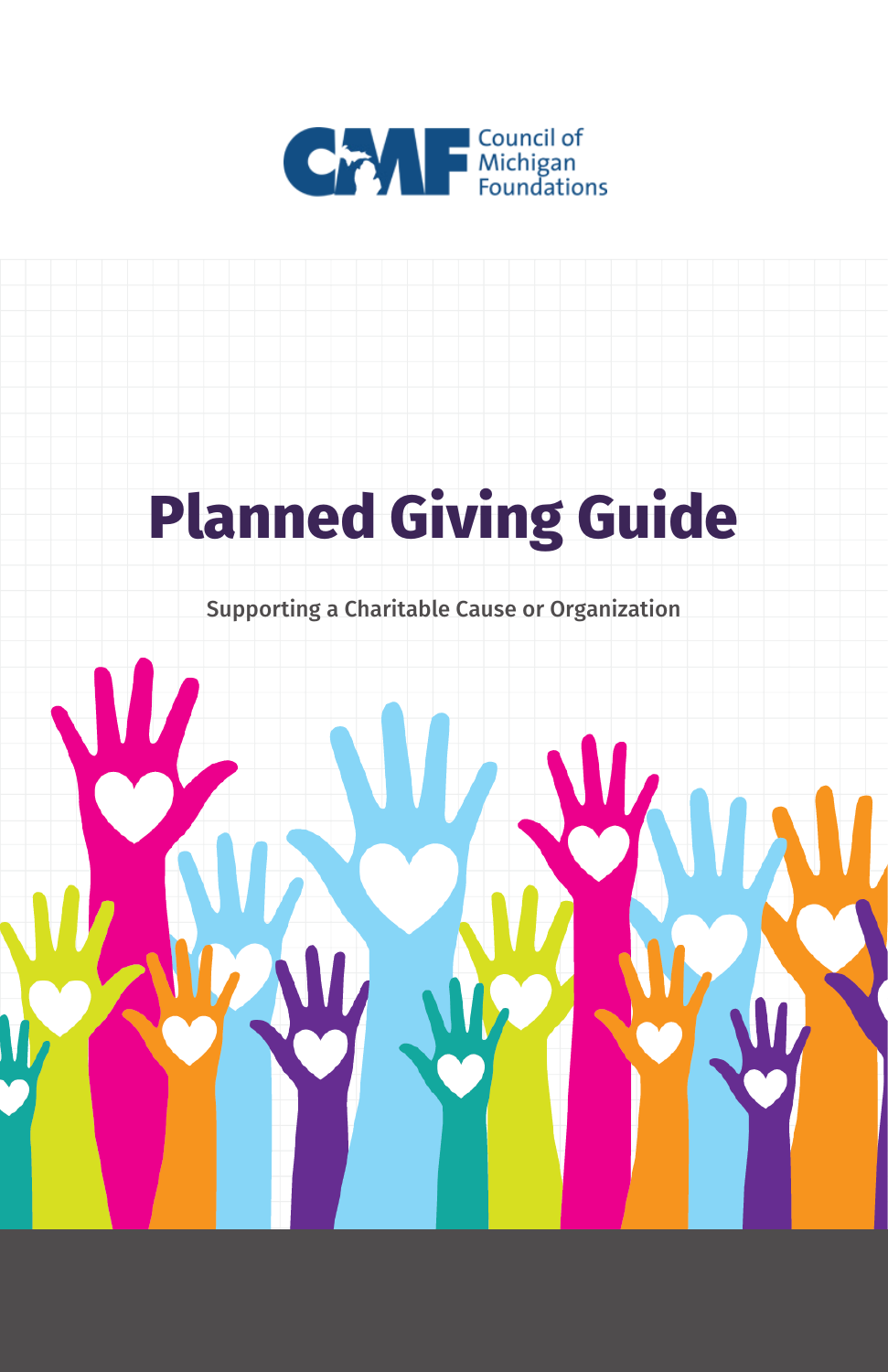Council of Michigan Foundations

# Planned Giving Guide

Supporting a Charitable Cause or Organization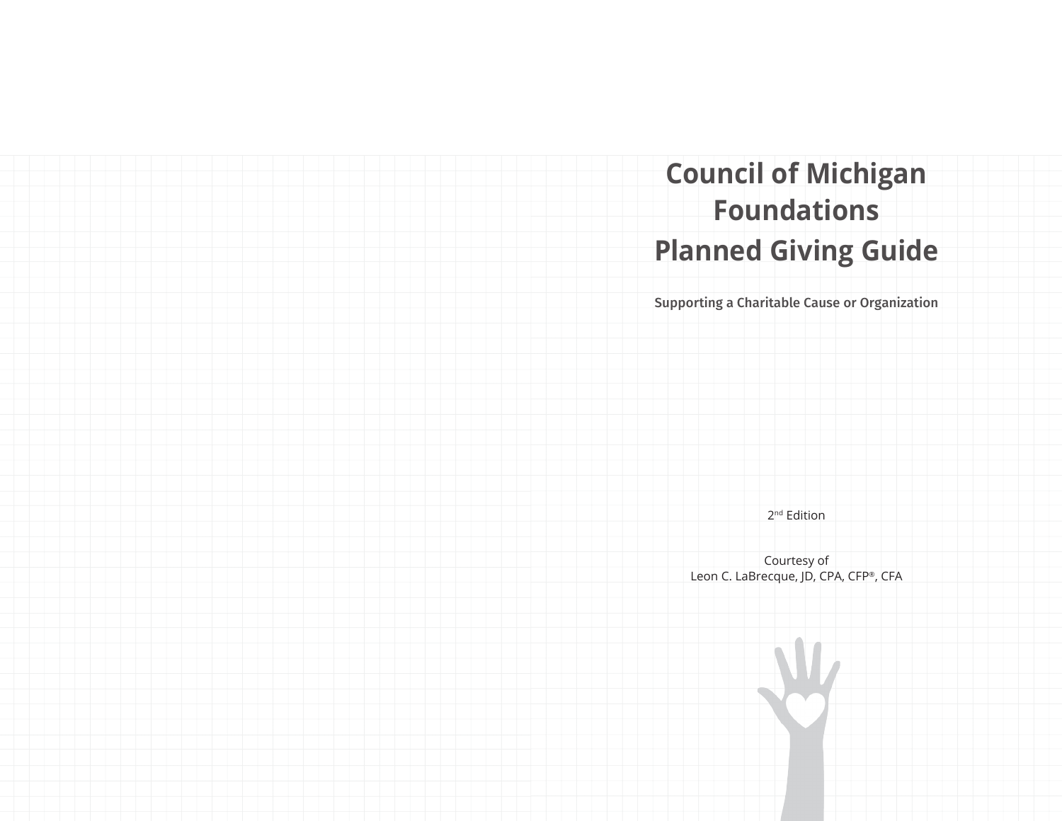# Council of Michigan Foundations Planned Giving Guide

**Supporting a Charitable Cause or Organization**

2nd Edition

Courtesy of
Leon C. LaBrecque, JD, CPA, CFP®, CFA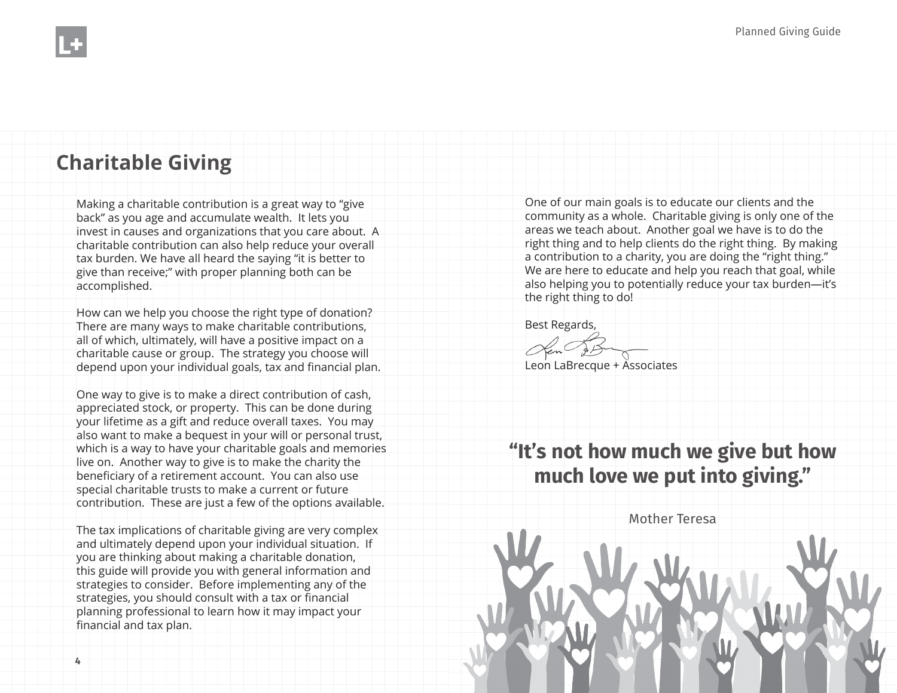## Charitable Giving

Making a charitable contribution is a great way to "give back" as you age and accumulate wealth. It lets you invest in causes and organizations that you care about. A charitable contribution can also help reduce your overall tax burden. We have all heard the saying "it is better to give than receive;" with proper planning both can be accomplished.

How can we help you choose the right type of donation? There are many ways to make charitable contributions, all of which, ultimately, will have a positive impact on a charitable cause or group. The strategy you choose will depend upon your individual goals, tax and financial plan.

One way to give is to make a direct contribution of cash, appreciated stock, or property. This can be done during your lifetime as a gift and reduce overall taxes. You may also want to make a bequest in your will or personal trust, which is a way to have your charitable goals and memories live on. Another way to give is to make the charity the beneficiary of a retirement account. You can also use special charitable trusts to make a current or future contribution. These are just a few of the options available.

The tax implications of charitable giving are very complex and ultimately depend upon your individual situation. If you are thinking about making a charitable donation, this guide will provide you with general information and strategies to consider. Before implementing any of the strategies, you should consult with a tax or financial planning professional to learn how it may impact your financial and tax plan.

One of our main goals is to educate our clients and the community as a whole. Charitable giving is only one of the areas we teach about. Another goal we have is to do the right thing and to help clients do the right thing. By making a contribution to a charity, you are doing the "right thing." We are here to educate and help you reach that goal, while also helping you to potentially reduce your tax burden—it's the right thing to do!

Best Regards,

Leon LaBrecque + Associates

**"It's not how much we give but how much love we put into giving."**

Mother Teresa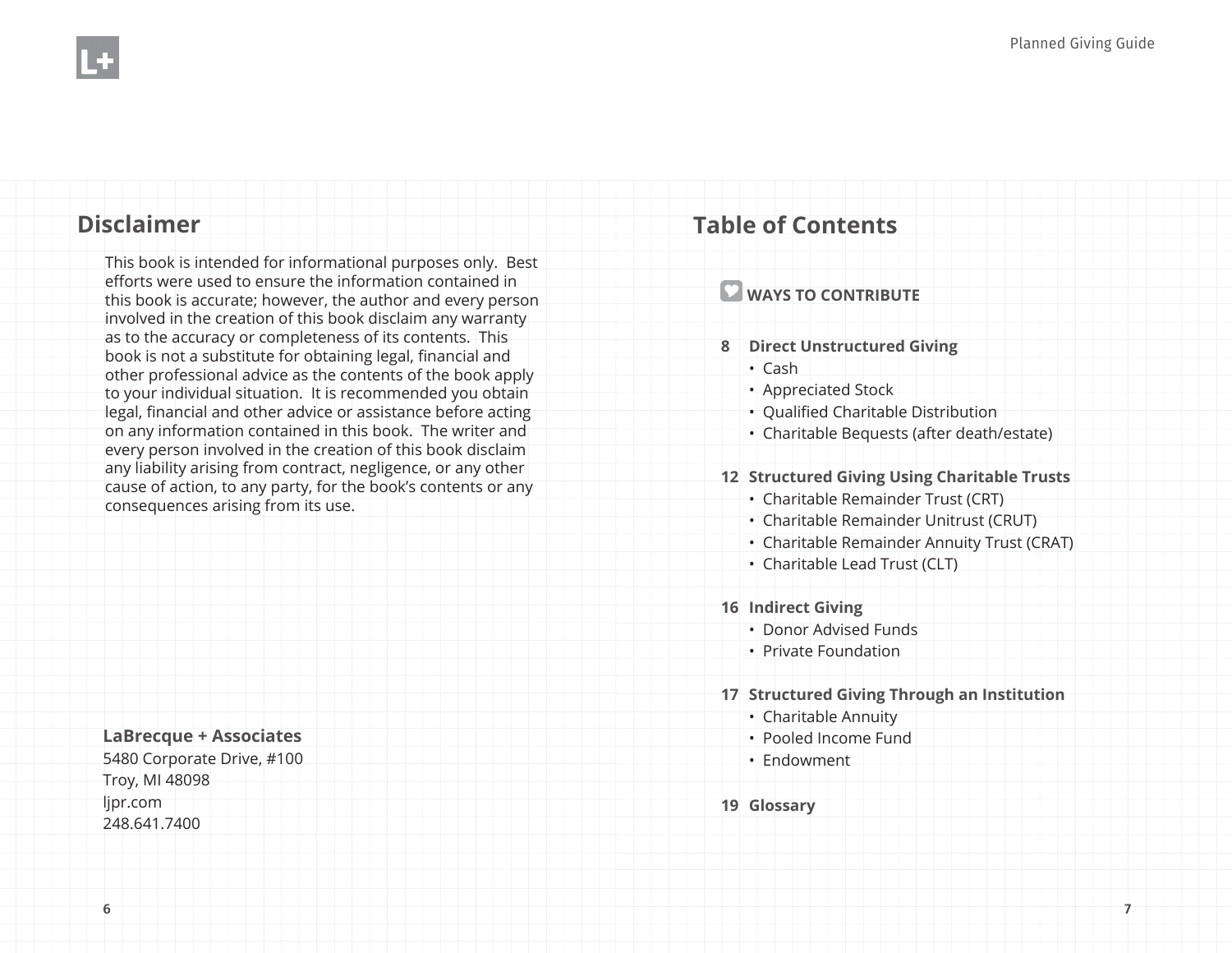## Disclaimer

This book is intended for informational purposes only. Best efforts were used to ensure the information contained in this book is accurate; however, the author and every person involved in the creation of this book disclaim any warranty as to the accuracy or completeness of its contents. This book is not a substitute for obtaining legal, financial and other professional advice as the contents of the book apply to your individual situation. It is recommended you obtain legal, financial and other advice or assistance before acting on any information contained in this book. The writer and every person involved in the creation of this book disclaim any liability arising from contract, negligence, or any other cause of action, to any party, for the book's contents or any consequences arising from its use.

**LaBrecque + Associates**
5480 Corporate Drive, #100
Troy, MI 48098
ljpr.com
248.641.7400

## Table of Contents

**WAYS TO CONTRIBUTE**

**8 Direct Unstructured Giving**
- Cash
- Appreciated Stock
- Qualified Charitable Distribution
- Charitable Bequests (after death/estate)

**12 Structured Giving Using Charitable Trusts**
- Charitable Remainder Trust (CRT)
- Charitable Remainder Unitrust (CRUT)
- Charitable Remainder Annuity Trust (CRAT)
- Charitable Lead Trust (CLT)

**16 Indirect Giving**
- Donor Advised Funds
- Private Foundation

**17 Structured Giving Through an Institution**
- Charitable Annuity
- Pooled Income Fund
- Endowment

**19 Glossary**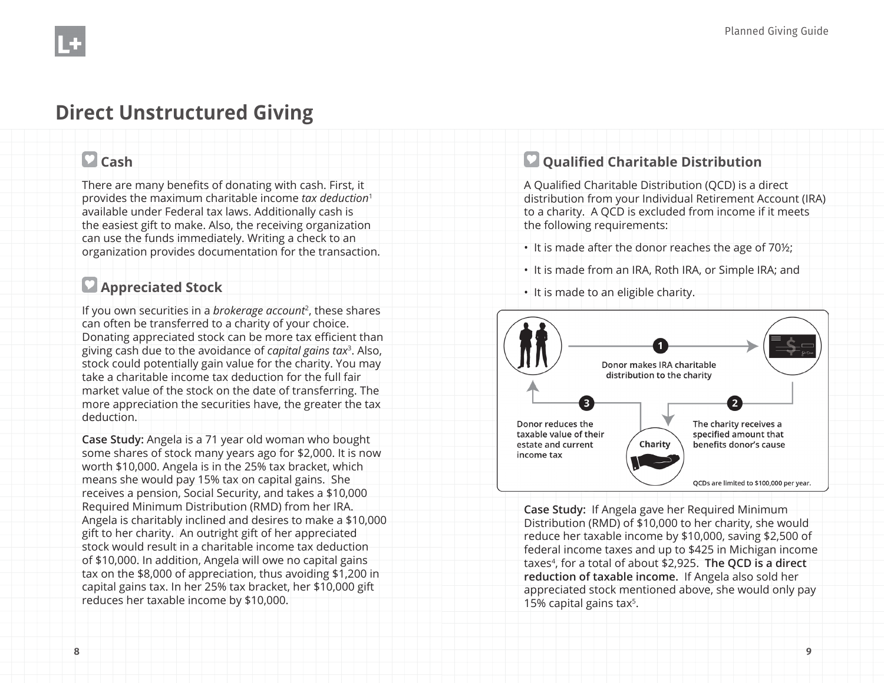# Direct Unstructured Giving

## Cash

There are many benefits of donating with cash. First, it provides the maximum charitable income *tax deduction*[1] available under Federal tax laws. Additionally cash is the easiest gift to make. Also, the receiving organization can use the funds immediately. Writing a check to an organization provides documentation for the transaction.

## Appreciated Stock

If you own securities in a *brokerage account*[2], these shares can often be transferred to a charity of your choice. Donating appreciated stock can be more tax efficient than giving cash due to the avoidance of *capital gains tax*[3]. Also, stock could potentially gain value for the charity. You may take a charitable income tax deduction for the full fair market value of the stock on the date of transferring. The more appreciation the securities have, the greater the tax deduction.

**Case Study:** Angela is a 71 year old woman who bought some shares of stock many years ago for $2,000. It is now worth $10,000. Angela is in the 25% tax bracket, which means she would pay 15% tax on capital gains. She receives a pension, Social Security, and takes a $10,000 Required Minimum Distribution (RMD) from her IRA. Angela is charitably inclined and desires to make a $10,000 gift to her charity. An outright gift of her appreciated stock would result in a charitable income tax deduction of $10,000. In addition, Angela will owe no capital gains tax on the $8,000 of appreciation, thus avoiding $1,200 in capital gains tax. In her 25% tax bracket, her $10,000 gift reduces her taxable income by $10,000.

## Qualified Charitable Distribution

A Qualified Charitable Distribution (QCD) is a direct distribution from your Individual Retirement Account (IRA) to a charity. A QCD is excluded from income if it meets the following requirements:

- It is made after the donor reaches the age of 70½;
- It is made from an IRA, Roth IRA, or Simple IRA; and
- It is made to an eligible charity.

1. Donor makes IRA charitable distribution to the charity
2. The charity receives a specified amount that benefits donor's cause
3. Donor reduces the taxable value of their estate and current income tax

Charity

QCDs are limited to $100,000 per year.

**Case Study:** If Angela gave her Required Minimum Distribution (RMD) of $10,000 to her charity, she would reduce her taxable income by $10,000, saving $2,500 of federal income taxes and up to $425 in Michigan income taxes[4], for a total of about $2,925. **The QCD is a direct reduction of taxable income.** If Angela also sold her appreciated stock mentioned above, she would only pay 15% capital gains tax[5].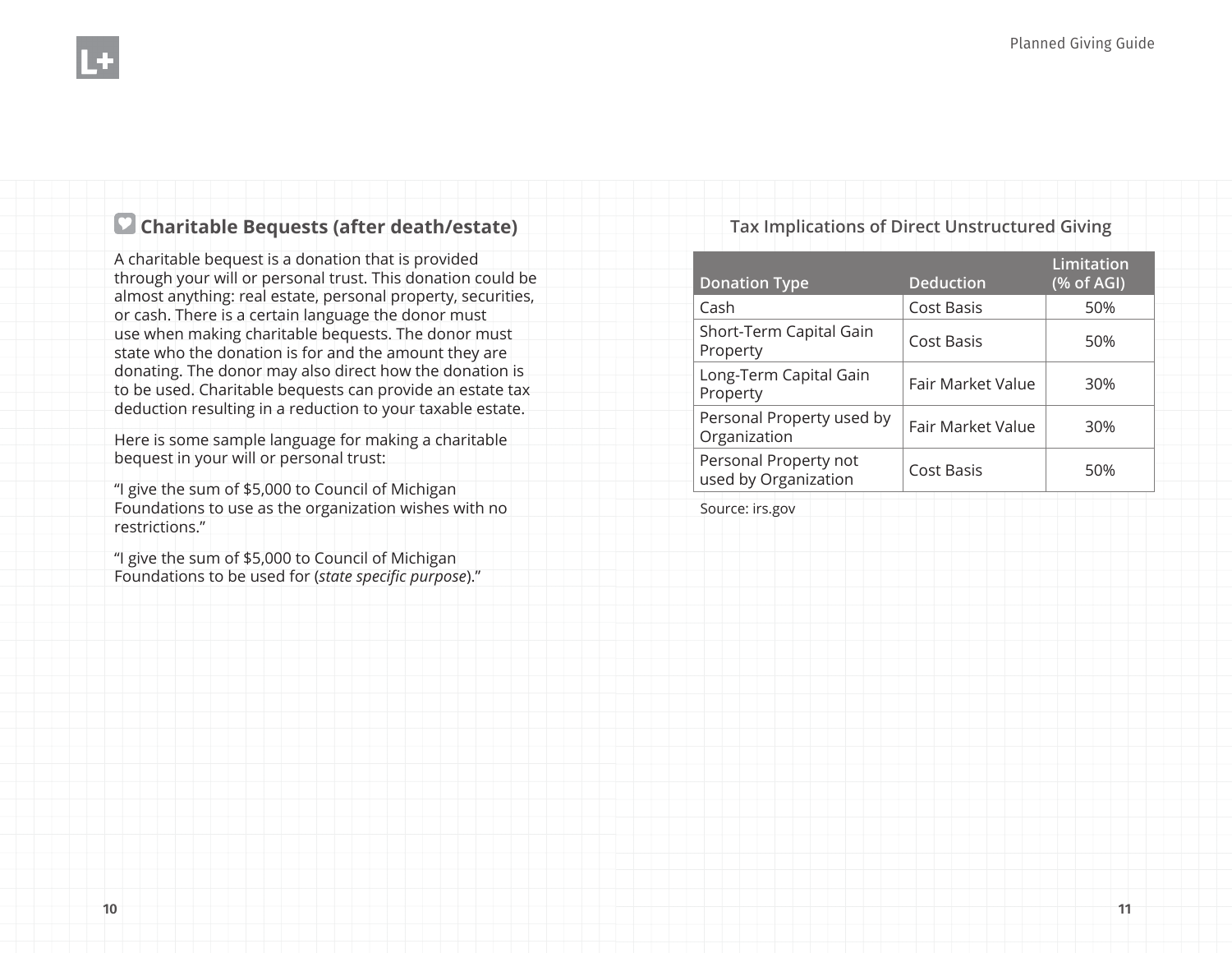## Charitable Bequests (after death/estate)

A charitable bequest is a donation that is provided through your will or personal trust. This donation could be almost anything: real estate, personal property, securities, or cash. There is a certain language the donor must use when making charitable bequests. The donor must state who the donation is for and the amount they are donating. The donor may also direct how the donation is to be used. Charitable bequests can provide an estate tax deduction resulting in a reduction to your taxable estate.

Here is some sample language for making a charitable bequest in your will or personal trust:

"I give the sum of $5,000 to Council of Michigan Foundations to use as the organization wishes with no restrictions."

"I give the sum of $5,000 to Council of Michigan Foundations to be used for (*state specific purpose*)."

### Tax Implications of Direct Unstructured Giving

| Donation Type | Deduction | Limitation (% of AGI) |
| --- | --- | --- |
| Cash | Cost Basis | 50% |
| Short-Term Capital Gain Property | Cost Basis | 50% |
| Long-Term Capital Gain Property | Fair Market Value | 30% |
| Personal Property used by Organization | Fair Market Value | 30% |
| Personal Property not used by Organization | Cost Basis | 50% |

Source: irs.gov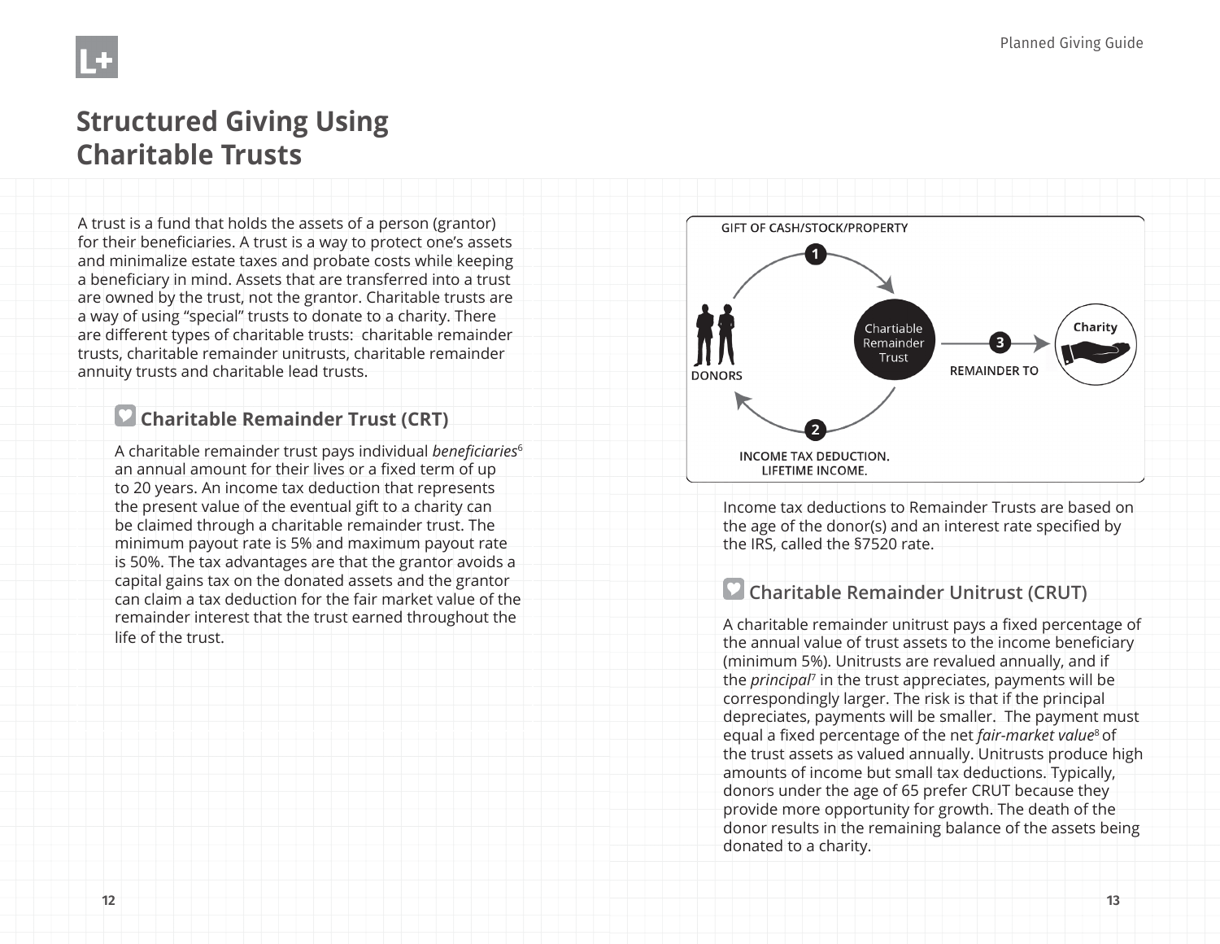# Structured Giving Using Charitable Trusts

A trust is a fund that holds the assets of a person (grantor) for their beneficiaries. A trust is a way to protect one's assets and minimalize estate taxes and probate costs while keeping a beneficiary in mind. Assets that are transferred into a trust are owned by the trust, not the grantor. Charitable trusts are a way of using "special" trusts to donate to a charity. There are different types of charitable trusts: charitable remainder trusts, charitable remainder unitrusts, charitable remainder annuity trusts and charitable lead trusts.

### Charitable Remainder Trust (CRT)

A charitable remainder trust pays individual *beneficiaries*[6] an annual amount for their lives or a fixed term of up to 20 years. An income tax deduction that represents the present value of the eventual gift to a charity can be claimed through a charitable remainder trust. The minimum payout rate is 5% and maximum payout rate is 50%. The tax advantages are that the grantor avoids a capital gains tax on the donated assets and the grantor can claim a tax deduction for the fair market value of the remainder interest that the trust earned throughout the life of the trust.

GIFT OF CASH/STOCK/PROPERTY

1

DONORS

Chartiable Remainder Trust

3

REMAINDER TO

Charity

2

INCOME TAX DEDUCTION. LIFETIME INCOME.

Income tax deductions to Remainder Trusts are based on the age of the donor(s) and an interest rate specified by the IRS, called the §7520 rate.

### Charitable Remainder Unitrust (CRUT)

A charitable remainder unitrust pays a fixed percentage of the annual value of trust assets to the income beneficiary (minimum 5%). Unitrusts are revalued annually, and if the *principal*[7] in the trust appreciates, payments will be correspondingly larger. The risk is that if the principal depreciates, payments will be smaller. The payment must equal a fixed percentage of the net *fair-market value*[8] of the trust assets as valued annually. Unitrusts produce high amounts of income but small tax deductions. Typically, donors under the age of 65 prefer CRUT because they provide more opportunity for growth. The death of the donor results in the remaining balance of the assets being donated to a charity.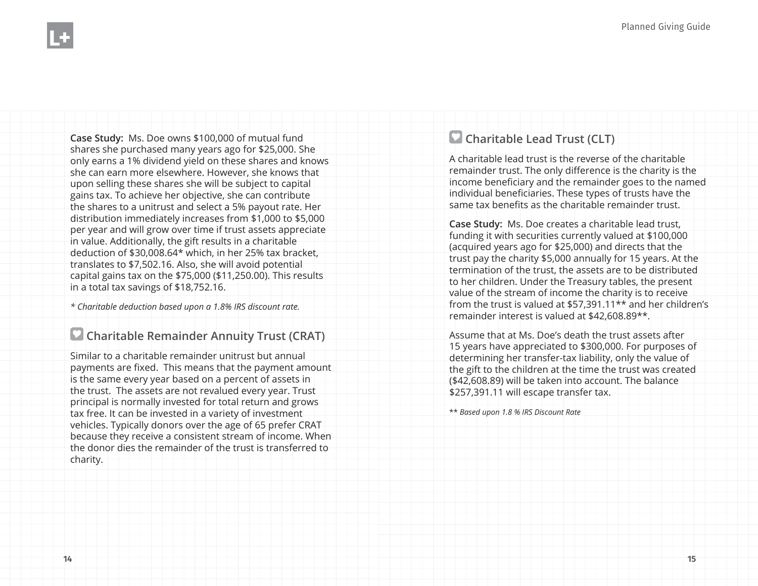**Case Study:** Ms. Doe owns $100,000 of mutual fund shares she purchased many years ago for $25,000. She only earns a 1% dividend yield on these shares and knows she can earn more elsewhere. However, she knows that upon selling these shares she will be subject to capital gains tax. To achieve her objective, she can contribute the shares to a unitrust and select a 5% payout rate. Her distribution immediately increases from $1,000 to $5,000 per year and will grow over time if trust assets appreciate in value. Additionally, the gift results in a charitable deduction of $30,008.64* which, in her 25% tax bracket, translates to $7,502.16. Also, she will avoid potential capital gains tax on the $75,000 ($11,250.00). This results in a total tax savings of $18,752.16.

*\* Charitable deduction based upon a 1.8% IRS discount rate.*

## Charitable Remainder Annuity Trust (CRAT)

Similar to a charitable remainder unitrust but annual payments are fixed. This means that the payment amount is the same every year based on a percent of assets in the trust. The assets are not revalued every year. Trust principal is normally invested for total return and grows tax free. It can be invested in a variety of investment vehicles. Typically donors over the age of 65 prefer CRAT because they receive a consistent stream of income. When the donor dies the remainder of the trust is transferred to charity.

## Charitable Lead Trust (CLT)

A charitable lead trust is the reverse of the charitable remainder trust. The only difference is the charity is the income beneficiary and the remainder goes to the named individual beneficiaries. These types of trusts have the same tax benefits as the charitable remainder trust.

**Case Study:** Ms. Doe creates a charitable lead trust, funding it with securities currently valued at $100,000 (acquired years ago for $25,000) and directs that the trust pay the charity $5,000 annually for 15 years. At the termination of the trust, the assets are to be distributed to her children. Under the Treasury tables, the present value of the stream of income the charity is to receive from the trust is valued at $57,391.11** and her children's remainder interest is valued at $42,608.89**.

Assume that at Ms. Doe's death the trust assets after 15 years have appreciated to $300,000. For purposes of determining her transfer-tax liability, only the value of the gift to the children at the time the trust was created ($42,608.89) will be taken into account. The balance $257,391.11 will escape transfer tax.

*\*\* Based upon 1.8 % IRS Discount Rate*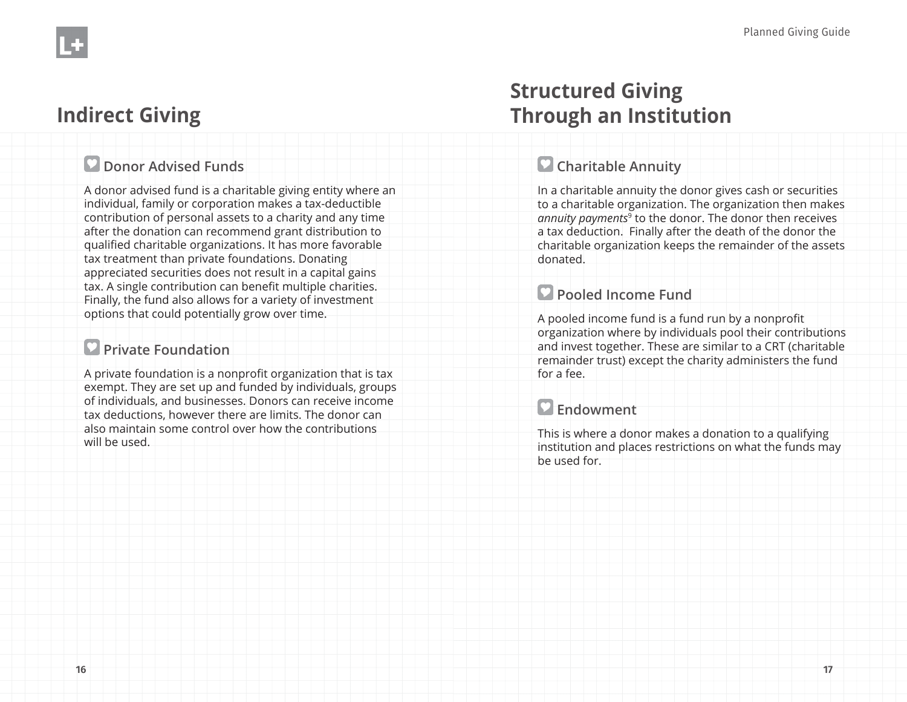# Indirect Giving

### Donor Advised Funds

A donor advised fund is a charitable giving entity where an individual, family or corporation makes a tax-deductible contribution of personal assets to a charity and any time after the donation can recommend grant distribution to qualified charitable organizations. It has more favorable tax treatment than private foundations. Donating appreciated securities does not result in a capital gains tax. A single contribution can benefit multiple charities. Finally, the fund also allows for a variety of investment options that could potentially grow over time.

### Private Foundation

A private foundation is a nonprofit organization that is tax exempt. They are set up and funded by individuals, groups of individuals, and businesses. Donors can receive income tax deductions, however there are limits. The donor can also maintain some control over how the contributions will be used.

# Structured Giving Through an Institution

### Charitable Annuity

In a charitable annuity the donor gives cash or securities to a charitable organization. The organization then makes *annuity payments*[9] to the donor. The donor then receives a tax deduction. Finally after the death of the donor the charitable organization keeps the remainder of the assets donated.

### Pooled Income Fund

A pooled income fund is a fund run by a nonprofit organization where by individuals pool their contributions and invest together. These are similar to a CRT (charitable remainder trust) except the charity administers the fund for a fee.

### Endowment

This is where a donor makes a donation to a qualifying institution and places restrictions on what the funds may be used for.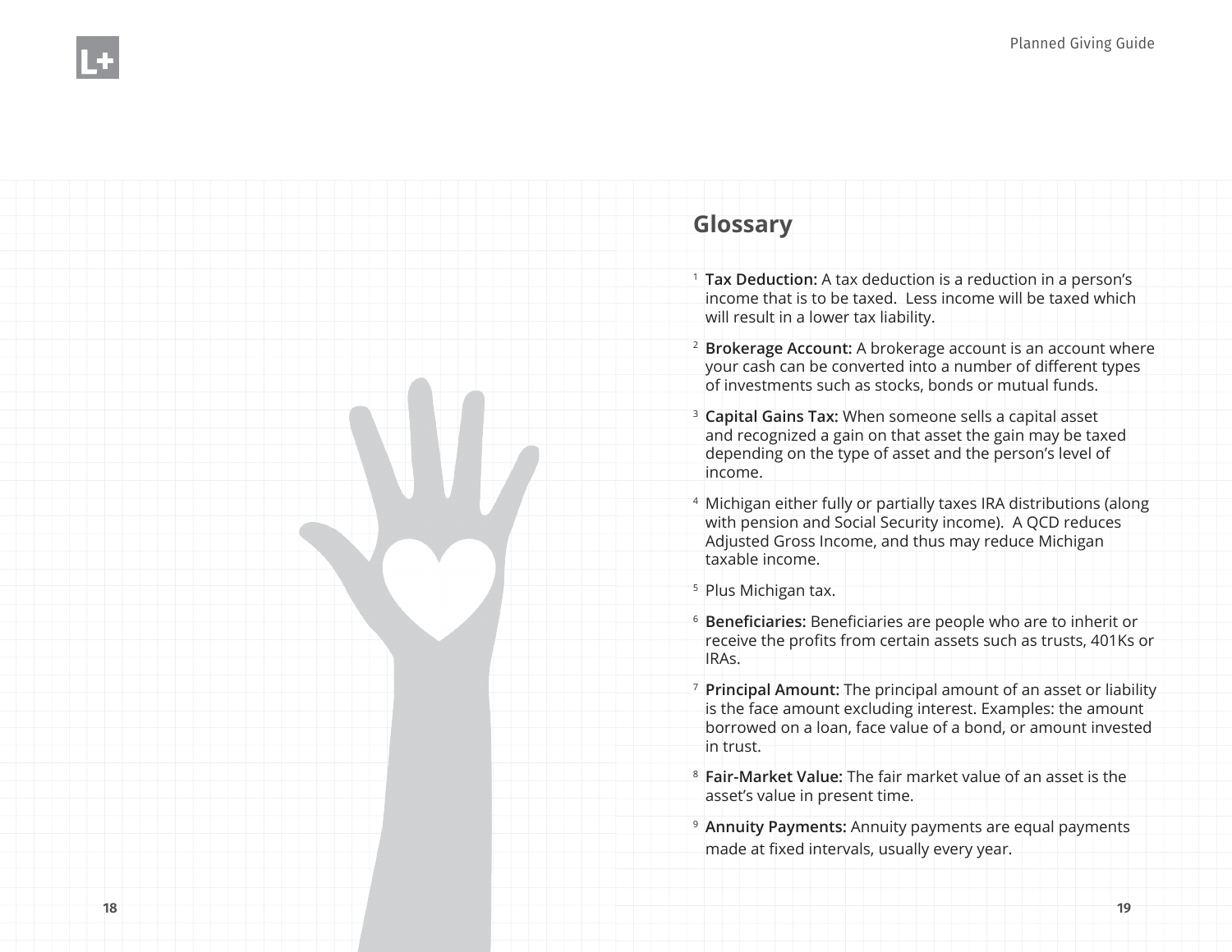## Glossary

1. **Tax Deduction:** A tax deduction is a reduction in a person's income that is to be taxed. Less income will be taxed which will result in a lower tax liability.
2. **Brokerage Account:** A brokerage account is an account where your cash can be converted into a number of different types of investments such as stocks, bonds or mutual funds.
3. **Capital Gains Tax:** When someone sells a capital asset and recognized a gain on that asset the gain may be taxed depending on the type of asset and the person's level of income.
4. Michigan either fully or partially taxes IRA distributions (along with pension and Social Security income). A QCD reduces Adjusted Gross Income, and thus may reduce Michigan taxable income.
5. Plus Michigan tax.
6. **Beneficiaries:** Beneficiaries are people who are to inherit or receive the profits from certain assets such as trusts, 401Ks or IRAs.
7. **Principal Amount:** The principal amount of an asset or liability is the face amount excluding interest. Examples: the amount borrowed on a loan, face value of a bond, or amount invested in trust.
8. **Fair-Market Value:** The fair market value of an asset is the asset's value in present time.
9. **Annuity Payments:** Annuity payments are equal payments made at fixed intervals, usually every year.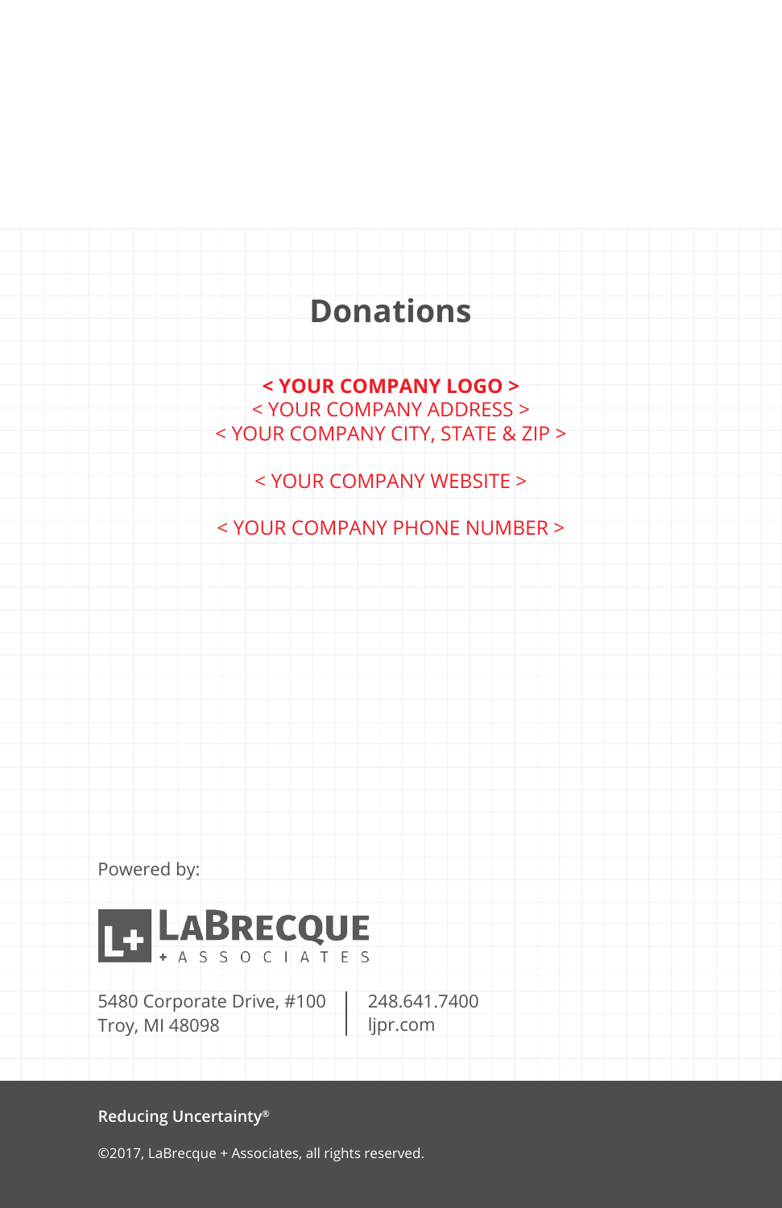# Donations

**< YOUR COMPANY LOGO >**
< YOUR COMPANY ADDRESS >
< YOUR COMPANY CITY, STATE & ZIP >

< YOUR COMPANY WEBSITE >

< YOUR COMPANY PHONE NUMBER >

Powered by:

LABRECQUE + ASSOCIATES

5480 Corporate Drive, #100
Troy, MI 48098

248.641.7400
ljpr.com

**Reducing Uncertainty®**

©2017, LaBrecque + Associates, all rights reserved.